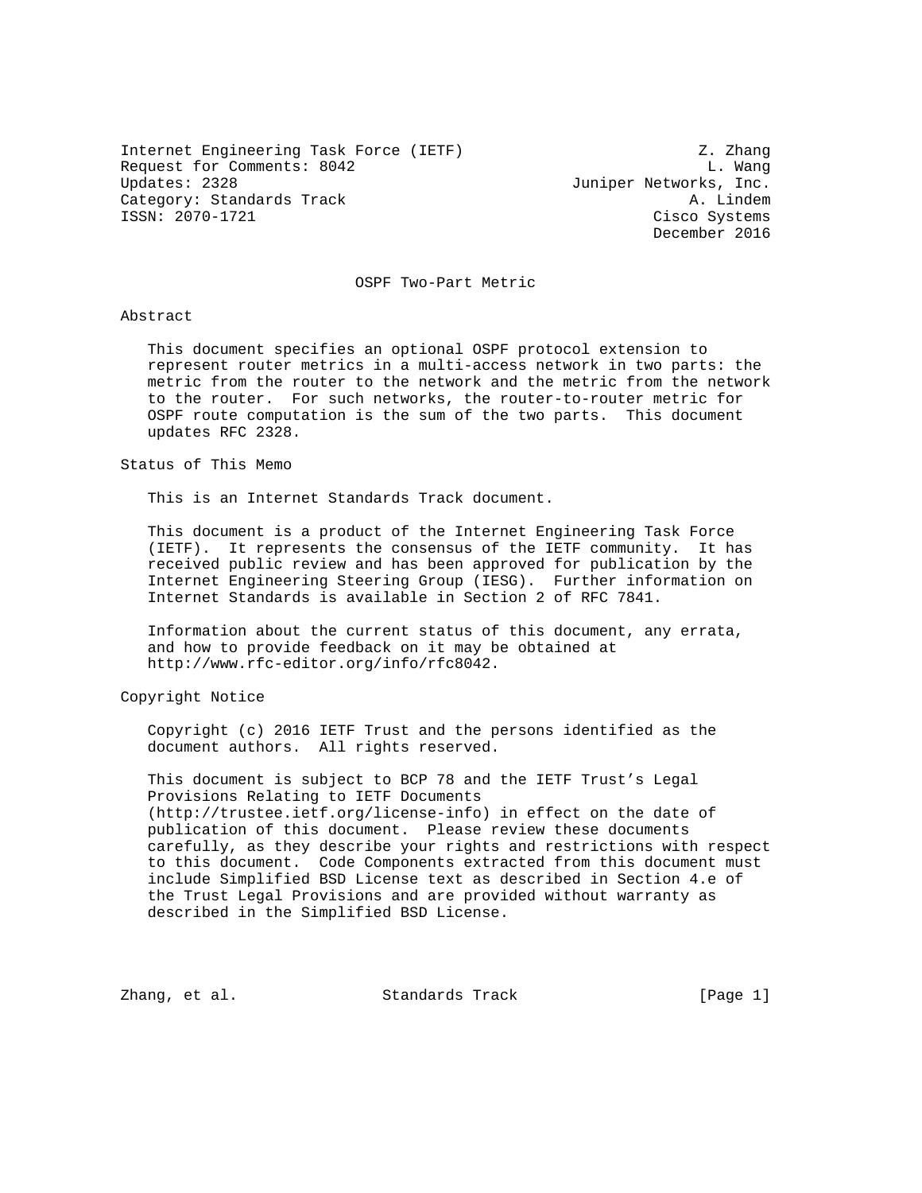Internet Engineering Task Force (IETF) — Z. Zhang
Request for Comments: 8042 — L. Wang
Updates: 2328 — Juniper Networks, Inc.
Category: Standards Track — A. Lindem
ISSN: 2070-1721 — Cisco Systems
December 2016

# OSPF Two-Part Metric

## Abstract

This document specifies an optional OSPF protocol extension to represent router metrics in a multi-access network in two parts: the metric from the router to the network and the metric from the network to the router. For such networks, the router-to-router metric for OSPF route computation is the sum of the two parts. This document updates RFC 2328.

## Status of This Memo

This is an Internet Standards Track document.

This document is a product of the Internet Engineering Task Force (IETF). It represents the consensus of the IETF community. It has received public review and has been approved for publication by the Internet Engineering Steering Group (IESG). Further information on Internet Standards is available in Section 2 of RFC 7841.

Information about the current status of this document, any errata, and how to provide feedback on it may be obtained at http://www.rfc-editor.org/info/rfc8042.

## Copyright Notice

Copyright (c) 2016 IETF Trust and the persons identified as the document authors. All rights reserved.

This document is subject to BCP 78 and the IETF Trust's Legal Provisions Relating to IETF Documents (http://trustee.ietf.org/license-info) in effect on the date of publication of this document. Please review these documents carefully, as they describe your rights and restrictions with respect to this document. Code Components extracted from this document must include Simplified BSD License text as described in Section 4.e of the Trust Legal Provisions and are provided without warranty as described in the Simplified BSD License.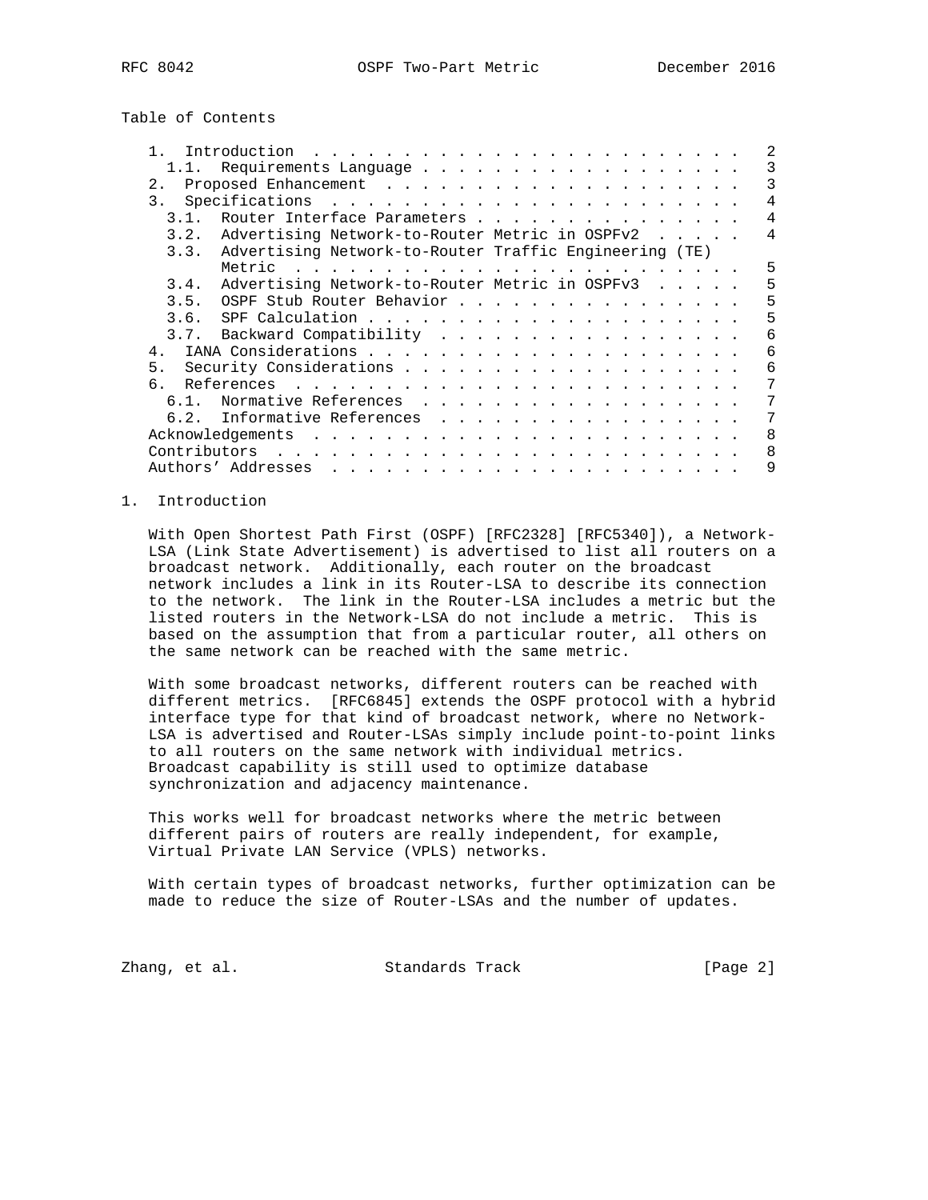Table of Contents

```
   1.  Introduction  . . . . . . . . . . . . . . . . . . . . . . . .   2
     1.1.  Requirements Language . . . . . . . . . . . . . . . . . .   3
   2.  Proposed Enhancement  . . . . . . . . . . . . . . . . . . . .   3
   3.  Specifications  . . . . . . . . . . . . . . . . . . . . . . .   4
     3.1.  Router Interface Parameters . . . . . . . . . . . . . . .   4
     3.2.  Advertising Network-to-Router Metric in OSPFv2  . . . . .   4
     3.3.  Advertising Network-to-Router Traffic Engineering (TE)
           Metric  . . . . . . . . . . . . . . . . . . . . . . . . .   5
     3.4.  Advertising Network-to-Router Metric in OSPFv3  . . . . .   5
     3.5.  OSPF Stub Router Behavior . . . . . . . . . . . . . . . .   5
     3.6.  SPF Calculation . . . . . . . . . . . . . . . . . . . . .   5
     3.7.  Backward Compatibility  . . . . . . . . . . . . . . . . .   6
   4.  IANA Considerations . . . . . . . . . . . . . . . . . . . . .   6
   5.  Security Considerations . . . . . . . . . . . . . . . . . . .   6
   6.  References  . . . . . . . . . . . . . . . . . . . . . . . . .   7
     6.1.  Normative References  . . . . . . . . . . . . . . . . . .   7
     6.2.  Informative References  . . . . . . . . . . . . . . . . .   7
   Acknowledgements  . . . . . . . . . . . . . . . . . . . . . . . .   8
   Contributors  . . . . . . . . . . . . . . . . . . . . . . . . . .   8
   Authors' Addresses  . . . . . . . . . . . . . . . . . . . . . . .   9
```

## 1. Introduction

With Open Shortest Path First (OSPF) [RFC2328] [RFC5340]), a Network-LSA (Link State Advertisement) is advertised to list all routers on a broadcast network. Additionally, each router on the broadcast network includes a link in its Router-LSA to describe its connection to the network. The link in the Router-LSA includes a metric but the listed routers in the Network-LSA do not include a metric. This is based on the assumption that from a particular router, all others on the same network can be reached with the same metric.

With some broadcast networks, different routers can be reached with different metrics. [RFC6845] extends the OSPF protocol with a hybrid interface type for that kind of broadcast network, where no Network-LSA is advertised and Router-LSAs simply include point-to-point links to all routers on the same network with individual metrics. Broadcast capability is still used to optimize database synchronization and adjacency maintenance.

This works well for broadcast networks where the metric between different pairs of routers are really independent, for example, Virtual Private LAN Service (VPLS) networks.

With certain types of broadcast networks, further optimization can be made to reduce the size of Router-LSAs and the number of updates.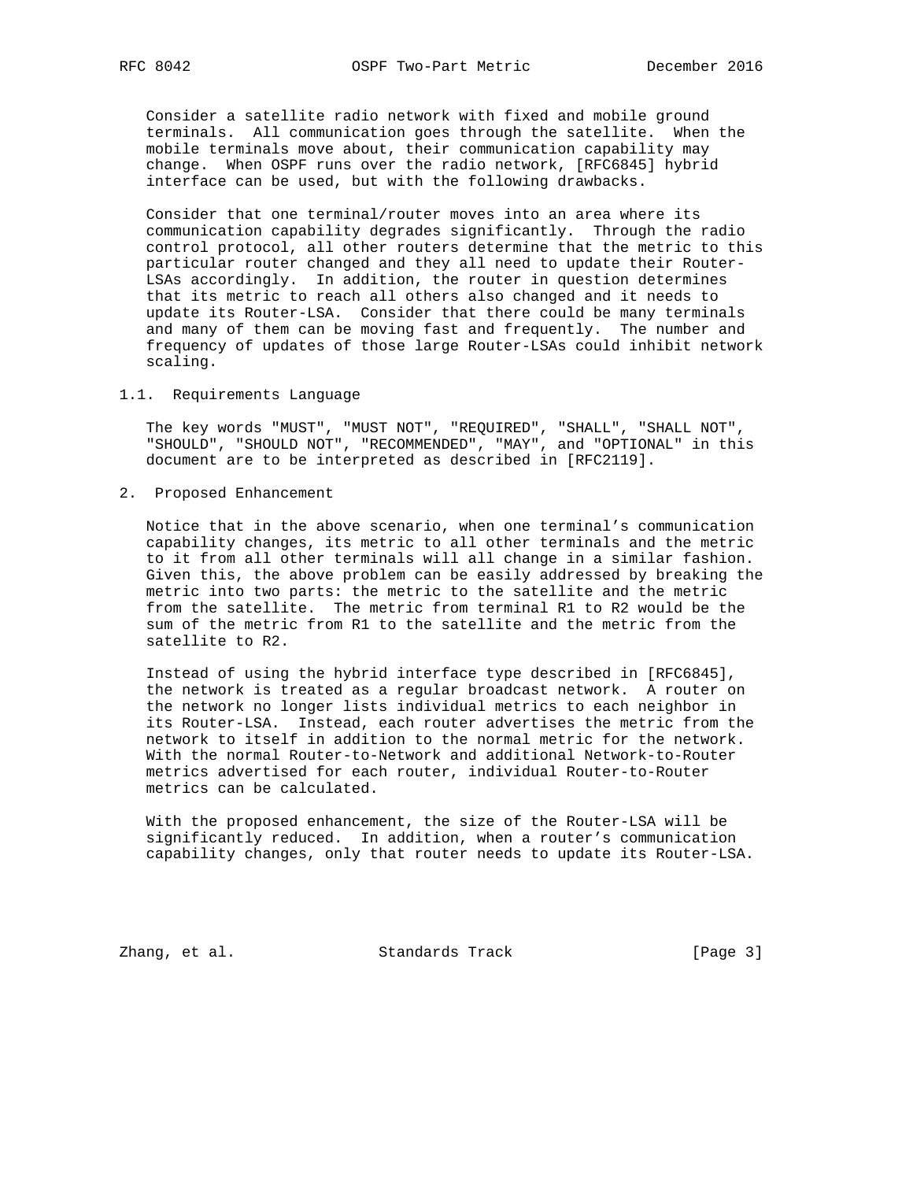Consider a satellite radio network with fixed and mobile ground terminals. All communication goes through the satellite. When the mobile terminals move about, their communication capability may change. When OSPF runs over the radio network, [RFC6845] hybrid interface can be used, but with the following drawbacks.

Consider that one terminal/router moves into an area where its communication capability degrades significantly. Through the radio control protocol, all other routers determine that the metric to this particular router changed and they all need to update their Router-LSAs accordingly. In addition, the router in question determines that its metric to reach all others also changed and it needs to update its Router-LSA. Consider that there could be many terminals and many of them can be moving fast and frequently. The number and frequency of updates of those large Router-LSAs could inhibit network scaling.

### 1.1. Requirements Language

The key words "MUST", "MUST NOT", "REQUIRED", "SHALL", "SHALL NOT", "SHOULD", "SHOULD NOT", "RECOMMENDED", "MAY", and "OPTIONAL" in this document are to be interpreted as described in [RFC2119].

## 2. Proposed Enhancement

Notice that in the above scenario, when one terminal's communication capability changes, its metric to all other terminals and the metric to it from all other terminals will all change in a similar fashion. Given this, the above problem can be easily addressed by breaking the metric into two parts: the metric to the satellite and the metric from the satellite. The metric from terminal R1 to R2 would be the sum of the metric from R1 to the satellite and the metric from the satellite to R2.

Instead of using the hybrid interface type described in [RFC6845], the network is treated as a regular broadcast network. A router on the network no longer lists individual metrics to each neighbor in its Router-LSA. Instead, each router advertises the metric from the network to itself in addition to the normal metric for the network. With the normal Router-to-Network and additional Network-to-Router metrics advertised for each router, individual Router-to-Router metrics can be calculated.

With the proposed enhancement, the size of the Router-LSA will be significantly reduced. In addition, when a router's communication capability changes, only that router needs to update its Router-LSA.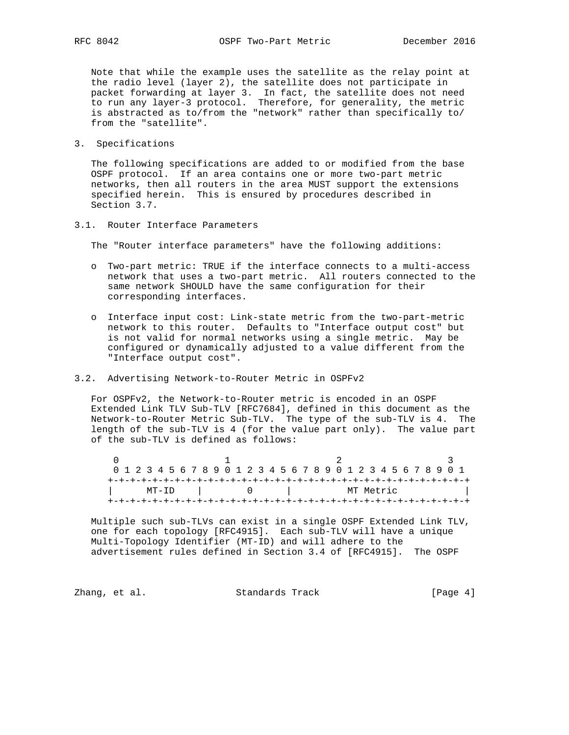Note that while the example uses the satellite as the relay point at the radio level (layer 2), the satellite does not participate in packet forwarding at layer 3. In fact, the satellite does not need to run any layer-3 protocol. Therefore, for generality, the metric is abstracted as to/from the "network" rather than specifically to/from the "satellite".

## 3. Specifications

The following specifications are added to or modified from the base OSPF protocol. If an area contains one or more two-part metric networks, then all routers in the area MUST support the extensions specified herein. This is ensured by procedures described in Section 3.7.

### 3.1. Router Interface Parameters

The "Router interface parameters" have the following additions:

- Two-part metric: TRUE if the interface connects to a multi-access network that uses a two-part metric. All routers connected to the same network SHOULD have the same configuration for their corresponding interfaces.

- Interface input cost: Link-state metric from the two-part-metric network to this router. Defaults to "Interface output cost" but is not valid for normal networks using a single metric. May be configured or dynamically adjusted to a value different from the "Interface output cost".

### 3.2. Advertising Network-to-Router Metric in OSPFv2

For OSPFv2, the Network-to-Router metric is encoded in an OSPF Extended Link TLV Sub-TLV [RFC7684], defined in this document as the Network-to-Router Metric Sub-TLV. The type of the sub-TLV is 4. The length of the sub-TLV is 4 (for the value part only). The value part of the sub-TLV is defined as follows:

```
 0                   1                   2                   3
 0 1 2 3 4 5 6 7 8 9 0 1 2 3 4 5 6 7 8 9 0 1 2 3 4 5 6 7 8 9 0 1
+-+-+-+-+-+-+-+-+-+-+-+-+-+-+-+-+-+-+-+-+-+-+-+-+-+-+-+-+-+-+-+-+
|     MT-ID     |       0       |          MT Metric            |
+-+-+-+-+-+-+-+-+-+-+-+-+-+-+-+-+-+-+-+-+-+-+-+-+-+-+-+-+-+-+-+-+
```

Multiple such sub-TLVs can exist in a single OSPF Extended Link TLV, one for each topology [RFC4915]. Each sub-TLV will have a unique Multi-Topology Identifier (MT-ID) and will adhere to the advertisement rules defined in Section 3.4 of [RFC4915]. The OSPF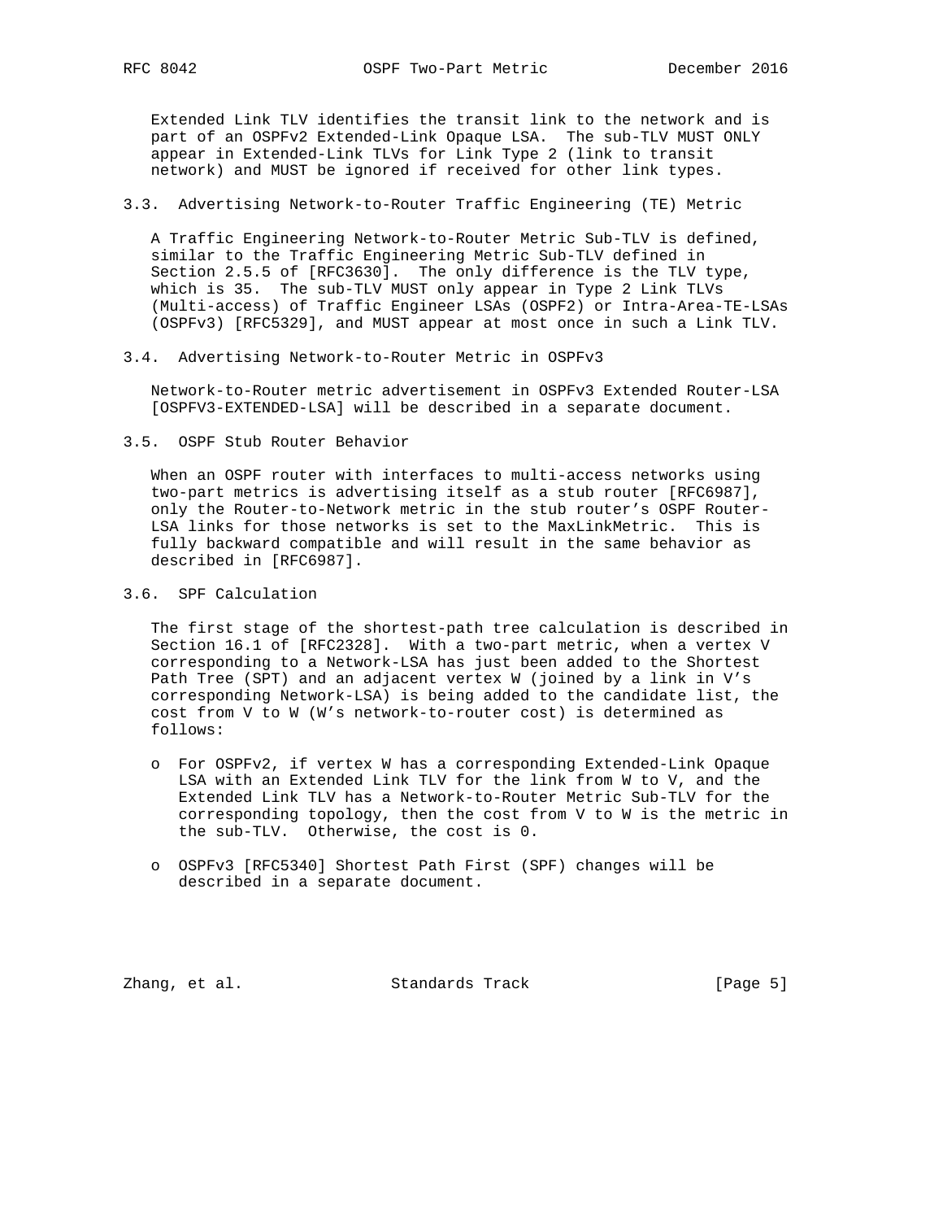Extended Link TLV identifies the transit link to the network and is part of an OSPFv2 Extended-Link Opaque LSA. The sub-TLV MUST ONLY appear in Extended-Link TLVs for Link Type 2 (link to transit network) and MUST be ignored if received for other link types.

### 3.3. Advertising Network-to-Router Traffic Engineering (TE) Metric

A Traffic Engineering Network-to-Router Metric Sub-TLV is defined, similar to the Traffic Engineering Metric Sub-TLV defined in Section 2.5.5 of [RFC3630]. The only difference is the TLV type, which is 35. The sub-TLV MUST only appear in Type 2 Link TLVs (Multi-access) of Traffic Engineer LSAs (OSPF2) or Intra-Area-TE-LSAs (OSPFv3) [RFC5329], and MUST appear at most once in such a Link TLV.

### 3.4. Advertising Network-to-Router Metric in OSPFv3

Network-to-Router metric advertisement in OSPFv3 Extended Router-LSA [OSPFV3-EXTENDED-LSA] will be described in a separate document.

### 3.5. OSPF Stub Router Behavior

When an OSPF router with interfaces to multi-access networks using two-part metrics is advertising itself as a stub router [RFC6987], only the Router-to-Network metric in the stub router's OSPF Router-LSA links for those networks is set to the MaxLinkMetric. This is fully backward compatible and will result in the same behavior as described in [RFC6987].

### 3.6. SPF Calculation

The first stage of the shortest-path tree calculation is described in Section 16.1 of [RFC2328]. With a two-part metric, when a vertex V corresponding to a Network-LSA has just been added to the Shortest Path Tree (SPT) and an adjacent vertex W (joined by a link in V's corresponding Network-LSA) is being added to the candidate list, the cost from V to W (W's network-to-router cost) is determined as follows:

- For OSPFv2, if vertex W has a corresponding Extended-Link Opaque LSA with an Extended Link TLV for the link from W to V, and the Extended Link TLV has a Network-to-Router Metric Sub-TLV for the corresponding topology, then the cost from V to W is the metric in the sub-TLV. Otherwise, the cost is 0.

- OSPFv3 [RFC5340] Shortest Path First (SPF) changes will be described in a separate document.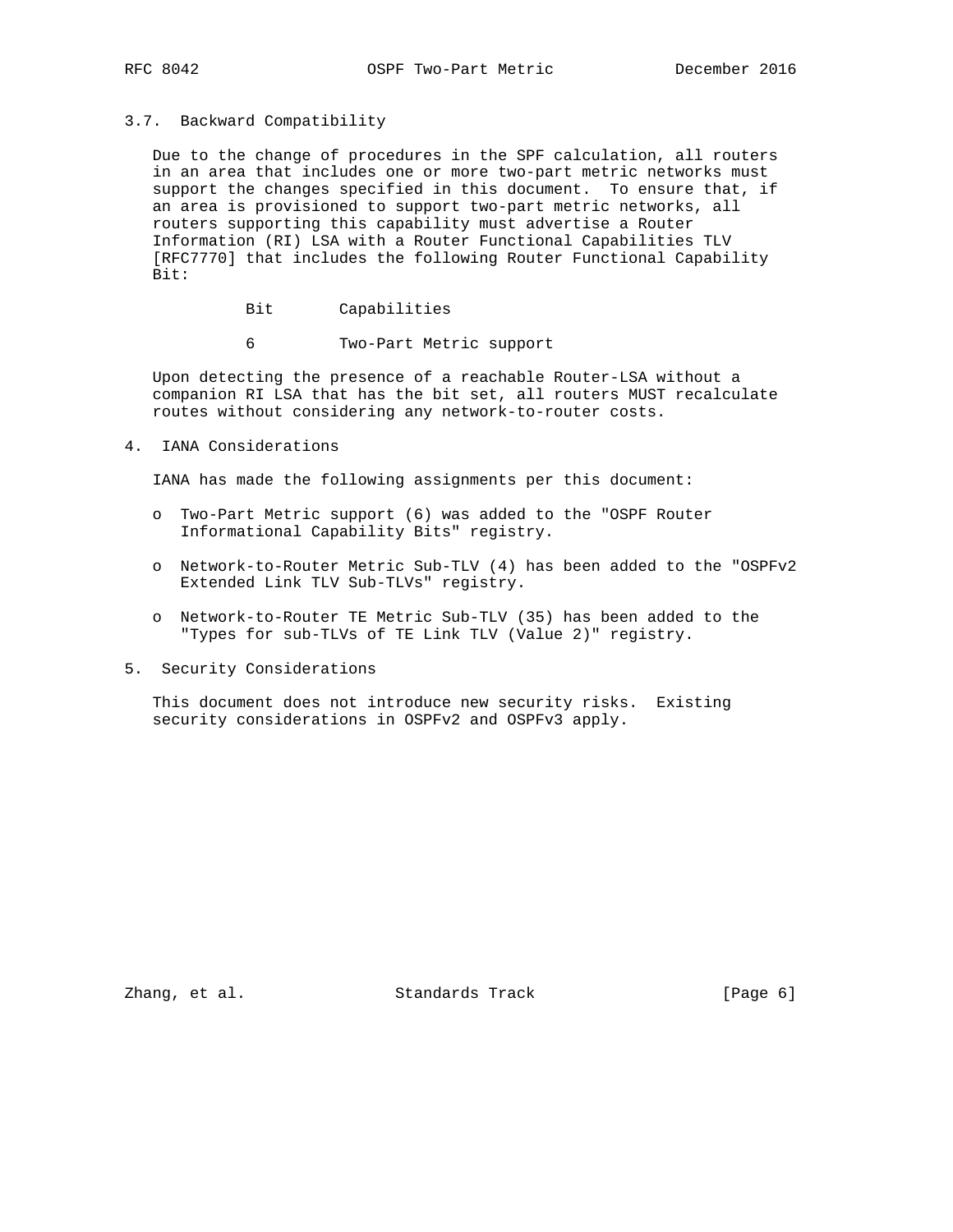### 3.7. Backward Compatibility

Due to the change of procedures in the SPF calculation, all routers in an area that includes one or more two-part metric networks must support the changes specified in this document. To ensure that, if an area is provisioned to support two-part metric networks, all routers supporting this capability must advertise a Router Information (RI) LSA with a Router Functional Capabilities TLV [RFC7770] that includes the following Router Functional Capability Bit:

| Bit | Capabilities |
|---|---|
| 6 | Two-Part Metric support |

Upon detecting the presence of a reachable Router-LSA without a companion RI LSA that has the bit set, all routers MUST recalculate routes without considering any network-to-router costs.

## 4. IANA Considerations

IANA has made the following assignments per this document:

- Two-Part Metric support (6) was added to the "OSPF Router Informational Capability Bits" registry.
- Network-to-Router Metric Sub-TLV (4) has been added to the "OSPFv2 Extended Link TLV Sub-TLVs" registry.
- Network-to-Router TE Metric Sub-TLV (35) has been added to the "Types for sub-TLVs of TE Link TLV (Value 2)" registry.

## 5. Security Considerations

This document does not introduce new security risks. Existing security considerations in OSPFv2 and OSPFv3 apply.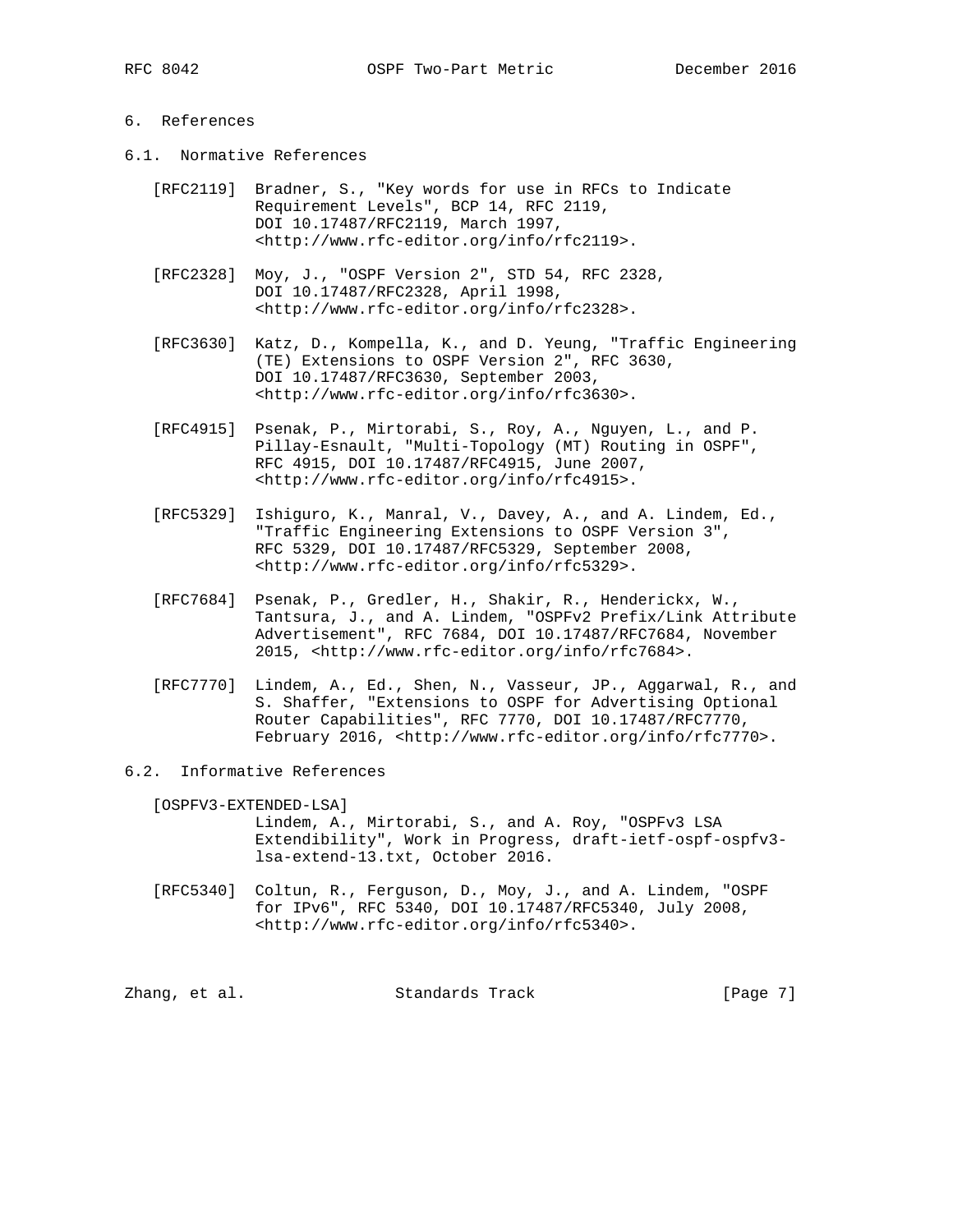# 6. References

## 6.1. Normative References

[RFC2119] Bradner, S., "Key words for use in RFCs to Indicate Requirement Levels", BCP 14, RFC 2119, DOI 10.17487/RFC2119, March 1997, <http://www.rfc-editor.org/info/rfc2119>.

[RFC2328] Moy, J., "OSPF Version 2", STD 54, RFC 2328, DOI 10.17487/RFC2328, April 1998, <http://www.rfc-editor.org/info/rfc2328>.

[RFC3630] Katz, D., Kompella, K., and D. Yeung, "Traffic Engineering (TE) Extensions to OSPF Version 2", RFC 3630, DOI 10.17487/RFC3630, September 2003, <http://www.rfc-editor.org/info/rfc3630>.

[RFC4915] Psenak, P., Mirtorabi, S., Roy, A., Nguyen, L., and P. Pillay-Esnault, "Multi-Topology (MT) Routing in OSPF", RFC 4915, DOI 10.17487/RFC4915, June 2007, <http://www.rfc-editor.org/info/rfc4915>.

[RFC5329] Ishiguro, K., Manral, V., Davey, A., and A. Lindem, Ed., "Traffic Engineering Extensions to OSPF Version 3", RFC 5329, DOI 10.17487/RFC5329, September 2008, <http://www.rfc-editor.org/info/rfc5329>.

[RFC7684] Psenak, P., Gredler, H., Shakir, R., Henderickx, W., Tantsura, J., and A. Lindem, "OSPFv2 Prefix/Link Attribute Advertisement", RFC 7684, DOI 10.17487/RFC7684, November 2015, <http://www.rfc-editor.org/info/rfc7684>.

[RFC7770] Lindem, A., Ed., Shen, N., Vasseur, JP., Aggarwal, R., and S. Shaffer, "Extensions to OSPF for Advertising Optional Router Capabilities", RFC 7770, DOI 10.17487/RFC7770, February 2016, <http://www.rfc-editor.org/info/rfc7770>.

## 6.2. Informative References

[OSPFV3-EXTENDED-LSA] Lindem, A., Mirtorabi, S., and A. Roy, "OSPFv3 LSA Extendibility", Work in Progress, draft-ietf-ospf-ospfv3-lsa-extend-13.txt, October 2016.

[RFC5340] Coltun, R., Ferguson, D., Moy, J., and A. Lindem, "OSPF for IPv6", RFC 5340, DOI 10.17487/RFC5340, July 2008, <http://www.rfc-editor.org/info/rfc5340>.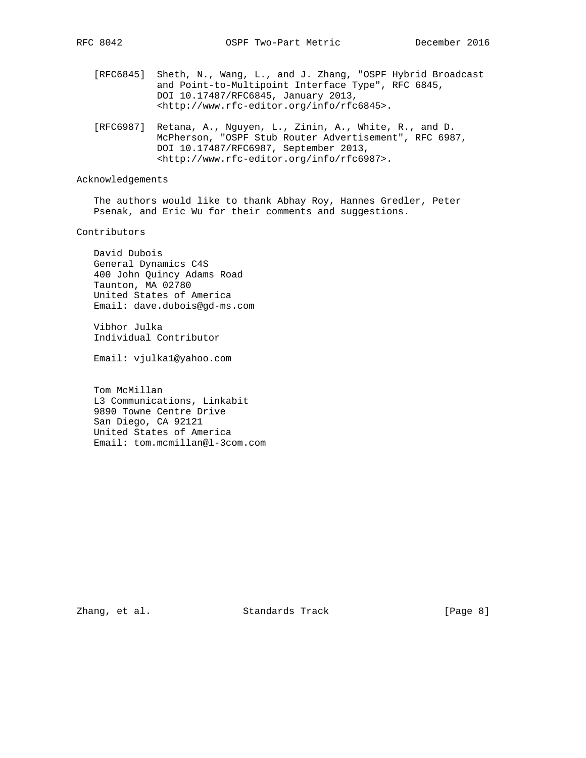[RFC6845] Sheth, N., Wang, L., and J. Zhang, "OSPF Hybrid Broadcast and Point-to-Multipoint Interface Type", RFC 6845, DOI 10.17487/RFC6845, January 2013, <http://www.rfc-editor.org/info/rfc6845>.

[RFC6987] Retana, A., Nguyen, L., Zinin, A., White, R., and D. McPherson, "OSPF Stub Router Advertisement", RFC 6987, DOI 10.17487/RFC6987, September 2013, <http://www.rfc-editor.org/info/rfc6987>.

## Acknowledgements

The authors would like to thank Abhay Roy, Hannes Gredler, Peter Psenak, and Eric Wu for their comments and suggestions.

## Contributors

David Dubois
General Dynamics C4S
400 John Quincy Adams Road
Taunton, MA 02780
United States of America
Email: dave.dubois@gd-ms.com

Vibhor Julka
Individual Contributor

Email: vjulka1@yahoo.com

Tom McMillan
L3 Communications, Linkabit
9890 Towne Centre Drive
San Diego, CA 92121
United States of America
Email: tom.mcmillan@l-3com.com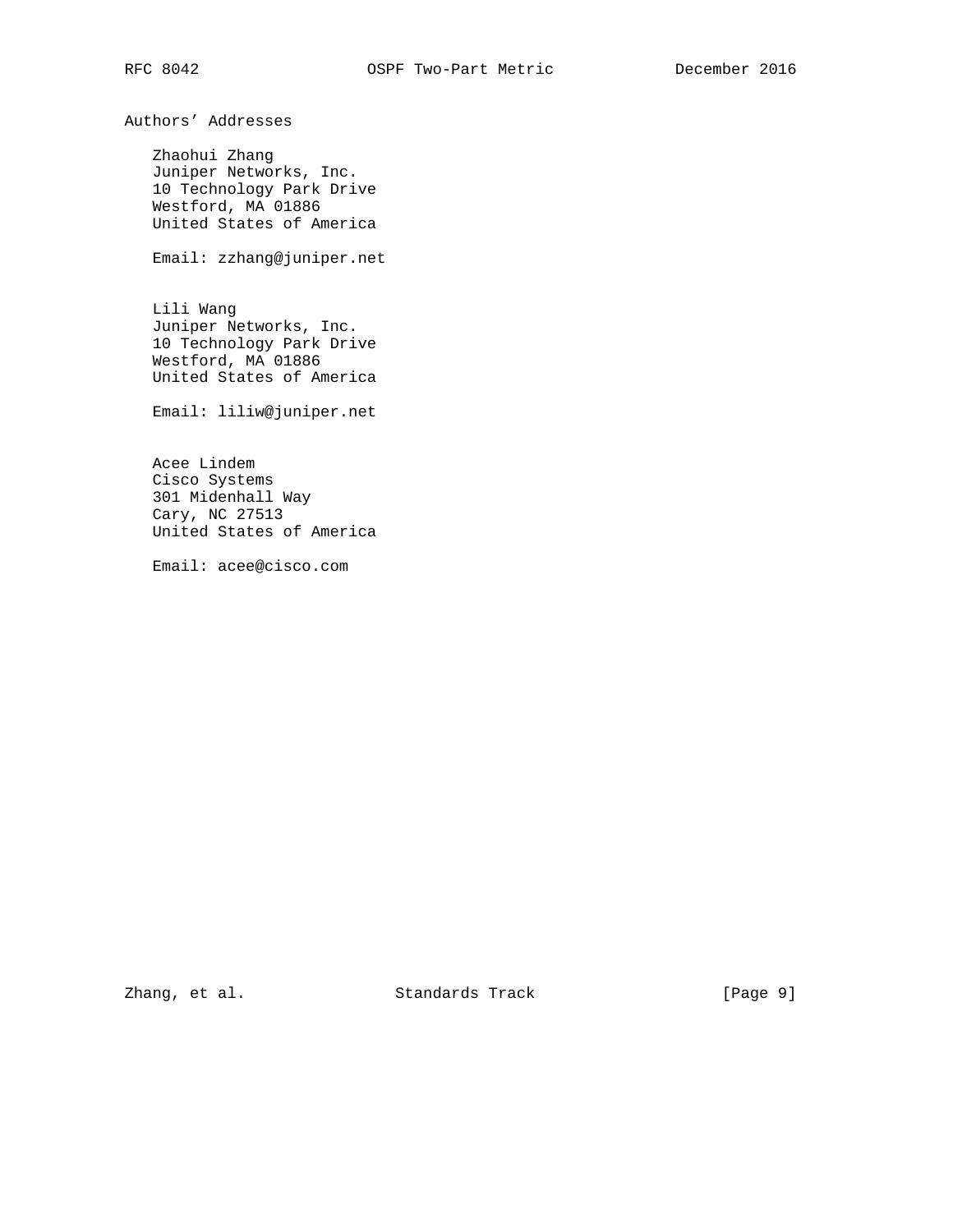## Authors' Addresses

Zhaohui Zhang
Juniper Networks, Inc.
10 Technology Park Drive
Westford, MA 01886
United States of America

Email: zzhang@juniper.net

Lili Wang
Juniper Networks, Inc.
10 Technology Park Drive
Westford, MA 01886
United States of America

Email: liliw@juniper.net

Acee Lindem
Cisco Systems
301 Midenhall Way
Cary, NC 27513
United States of America

Email: acee@cisco.com